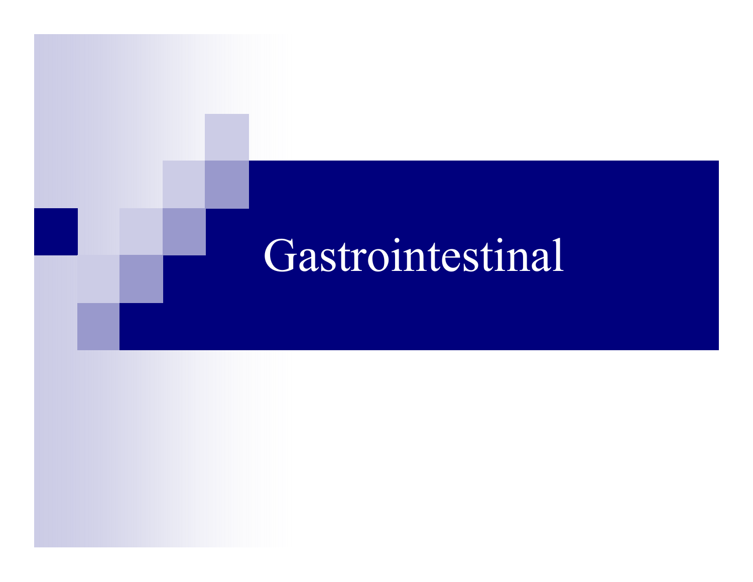# Gastrointestinal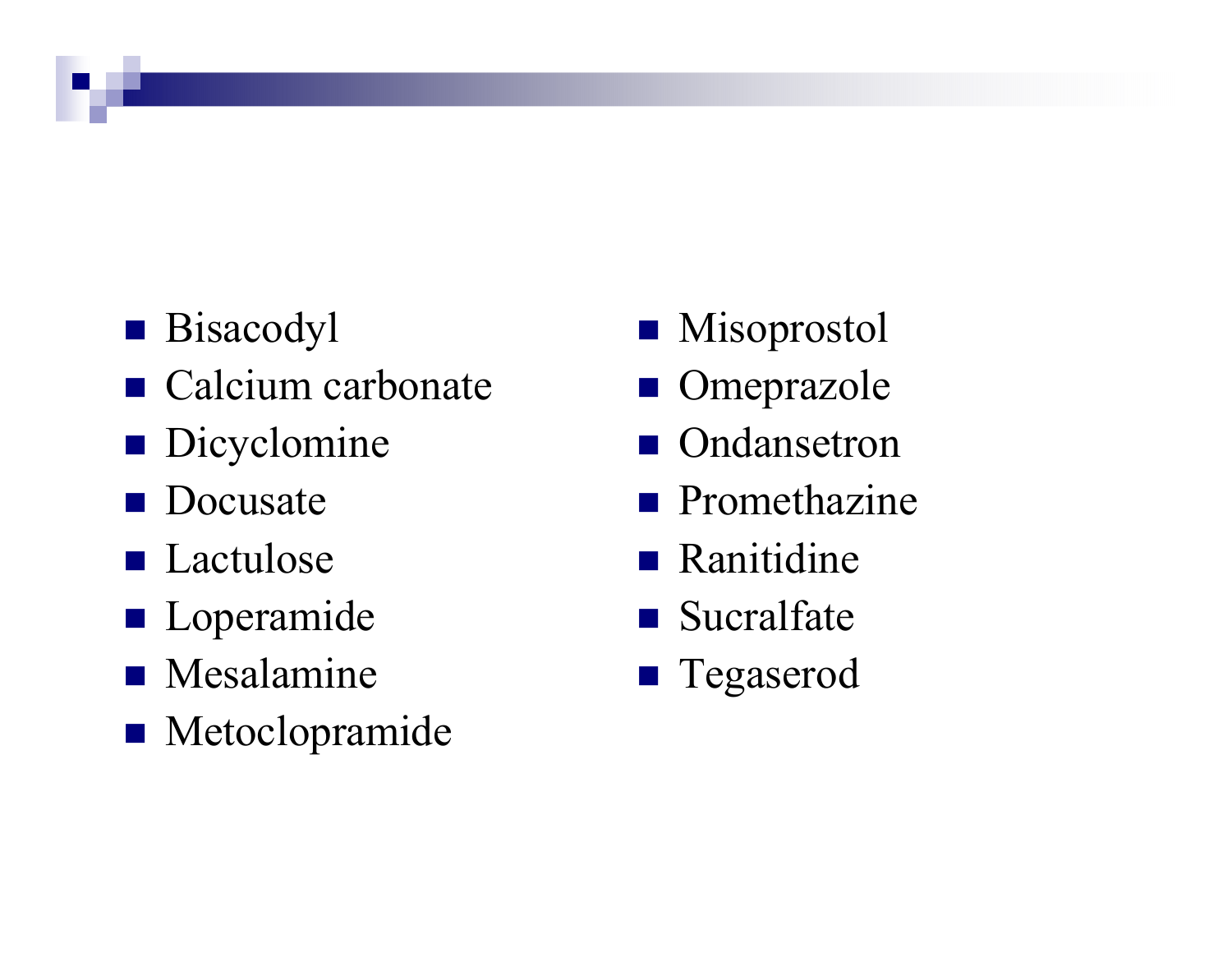- Bisacodyl
- Calcium carbonate
- Dicyclomine
- Docusate
- Lactulose
- Loperamide
- Mesalamine
- Metoclopramide
- Misoprostol
- Omeprazole
- Ondansetron
- Promethazine
- Ranitidine
- Sucralfate
- Tegaserod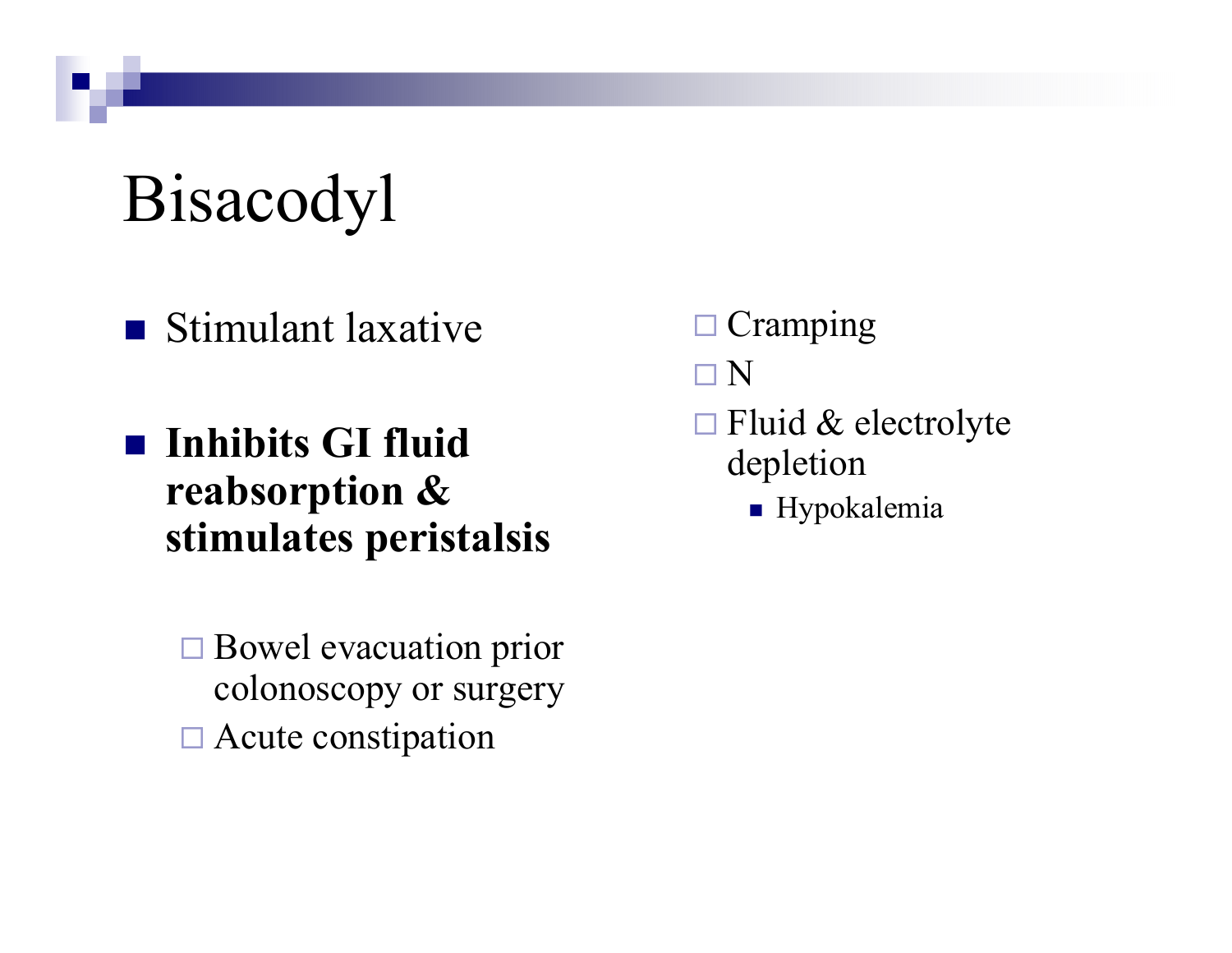# Bisacodyl

- Stimulant laxative
- **Inhibits GI fluid reabsorption & stimulates peristalsis**
  - Bowel evacuation prior colonoscopy or surgery
  - Acute constipation

- Cramping
- N
- Fluid & electrolyte depletion
  - Hypokalemia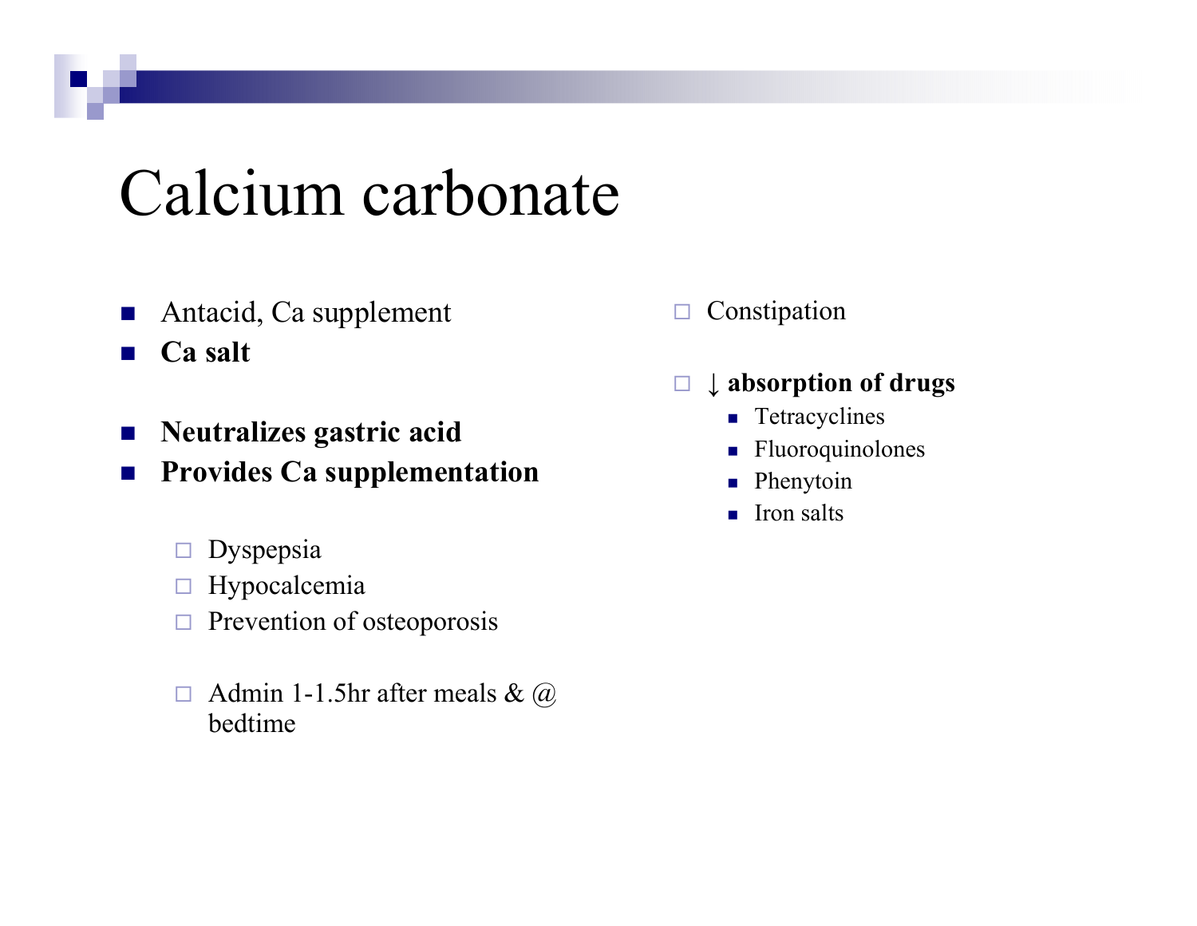# Calcium carbonate

- Antacid, Ca supplement
- **Ca salt**

- **Neutralizes gastric acid**
- **Provides Ca supplementation**

  - Dyspepsia
  - Hypocalcemia
  - Prevention of osteoporosis

  - Admin 1-1.5hr after meals & @ bedtime

- Constipation

- ↓ **absorption of drugs**
  - Tetracyclines
  - Fluoroquinolones
  - Phenytoin
  - Iron salts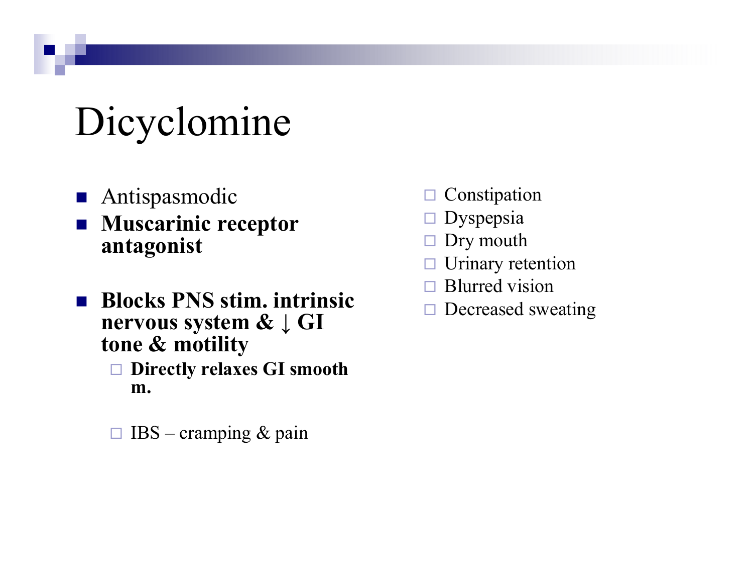# Dicyclomine

- Antispasmodic
- **Muscarinic receptor antagonist**
- **Blocks PNS stim. intrinsic nervous system & ↓ GI tone & motility**
  - **Directly relaxes GI smooth m.**
  - IBS – cramping & pain

- Constipation
- Dyspepsia
- Dry mouth
- Urinary retention
- Blurred vision
- Decreased sweating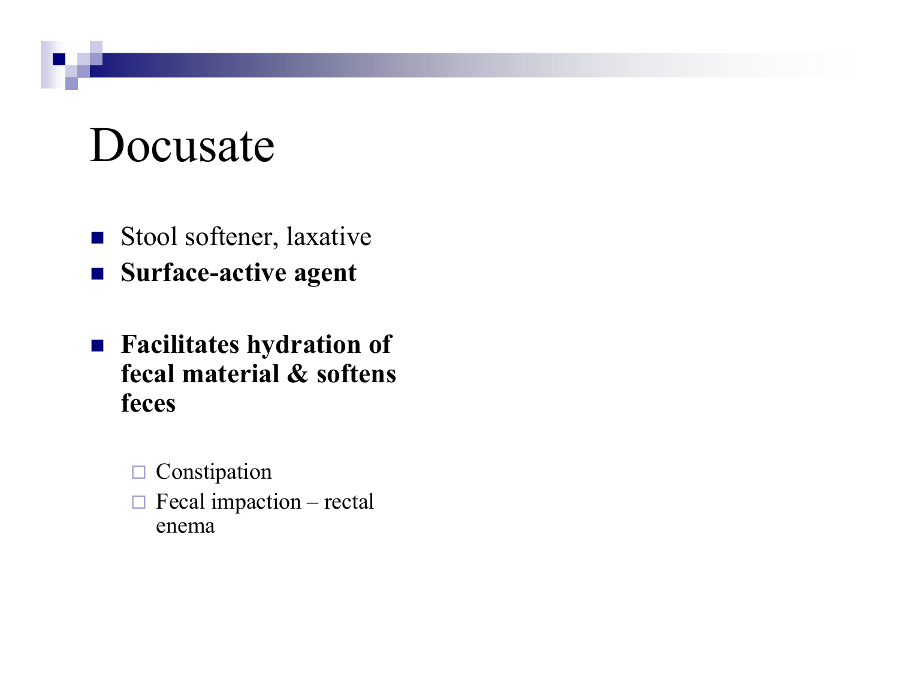# Docusate

- Stool softener, laxative
- **Surface-active agent**
- **Facilitates hydration of fecal material & softens feces**
  - Constipation
  - Fecal impaction – rectal enema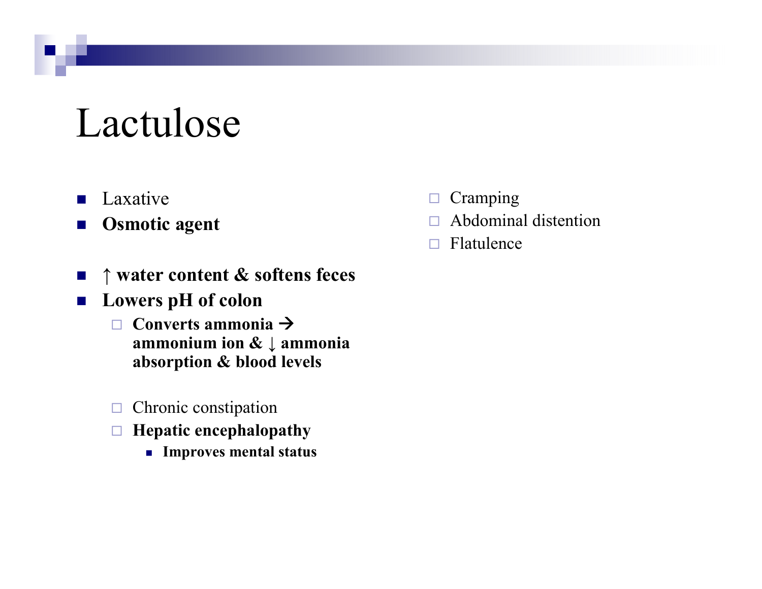# Lactulose

- Laxative
- **Osmotic agent**

- **↑ water content & softens feces**
- **Lowers pH of colon**
  - **Converts ammonia → ammonium ion & ↓ ammonia absorption & blood levels**

  - Chronic constipation
  - **Hepatic encephalopathy**
    - **Improves mental status**

- Cramping
- Abdominal distention
- Flatulence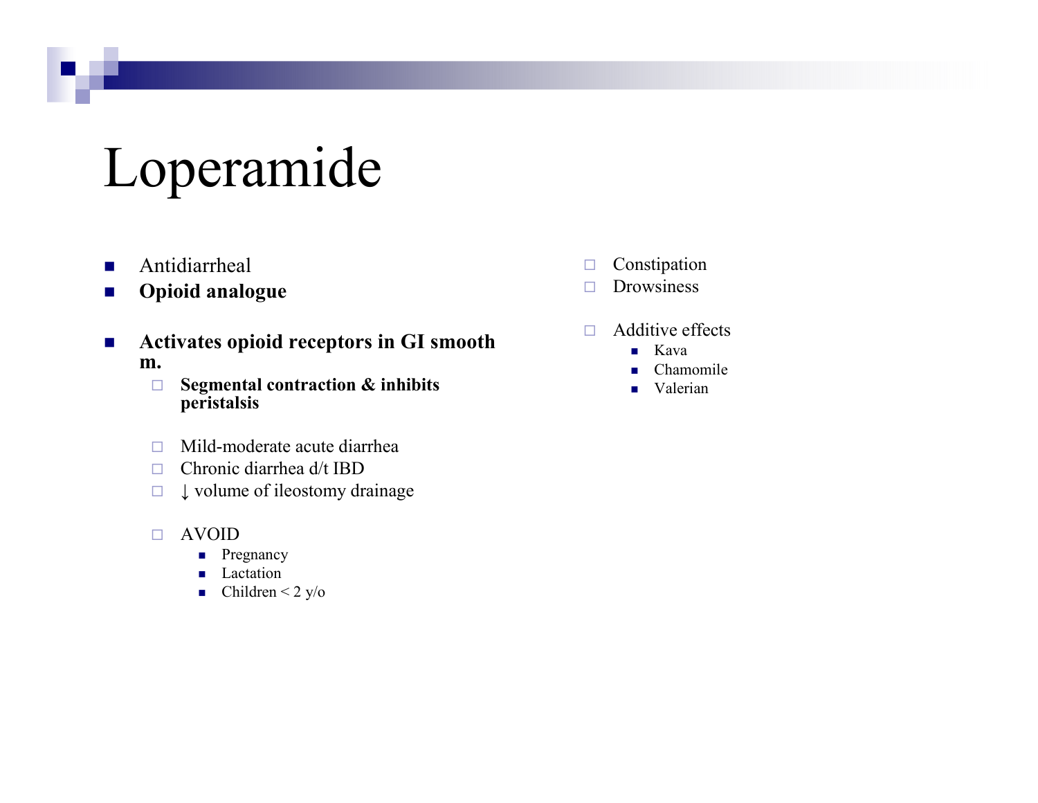# Loperamide

- Antidiarrheal
- **Opioid analogue**

- **Activates opioid receptors in GI smooth m.**
  - **Segmental contraction & inhibits peristalsis**

  - Mild-moderate acute diarrhea
  - Chronic diarrhea d/t IBD
  - ↓ volume of ileostomy drainage

  - AVOID
    - Pregnancy
    - Lactation
    - Children < 2 y/o

- Constipation
- Drowsiness

- Additive effects
  - Kava
  - Chamomile
  - Valerian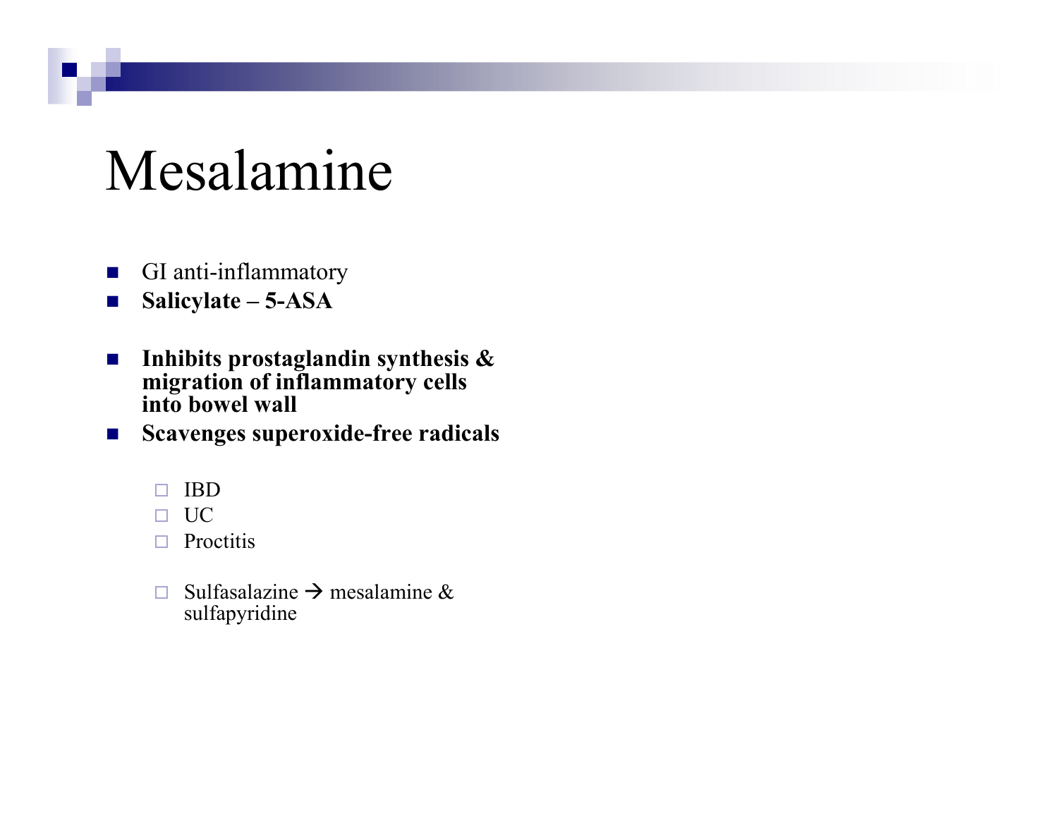# Mesalamine

- GI anti-inflammatory
- **Salicylate – 5-ASA**

- **Inhibits prostaglandin synthesis & migration of inflammatory cells into bowel wall**
- **Scavenges superoxide-free radicals**
  - IBD
  - UC
  - Proctitis

  - Sulfasalazine → mesalamine & sulfapyridine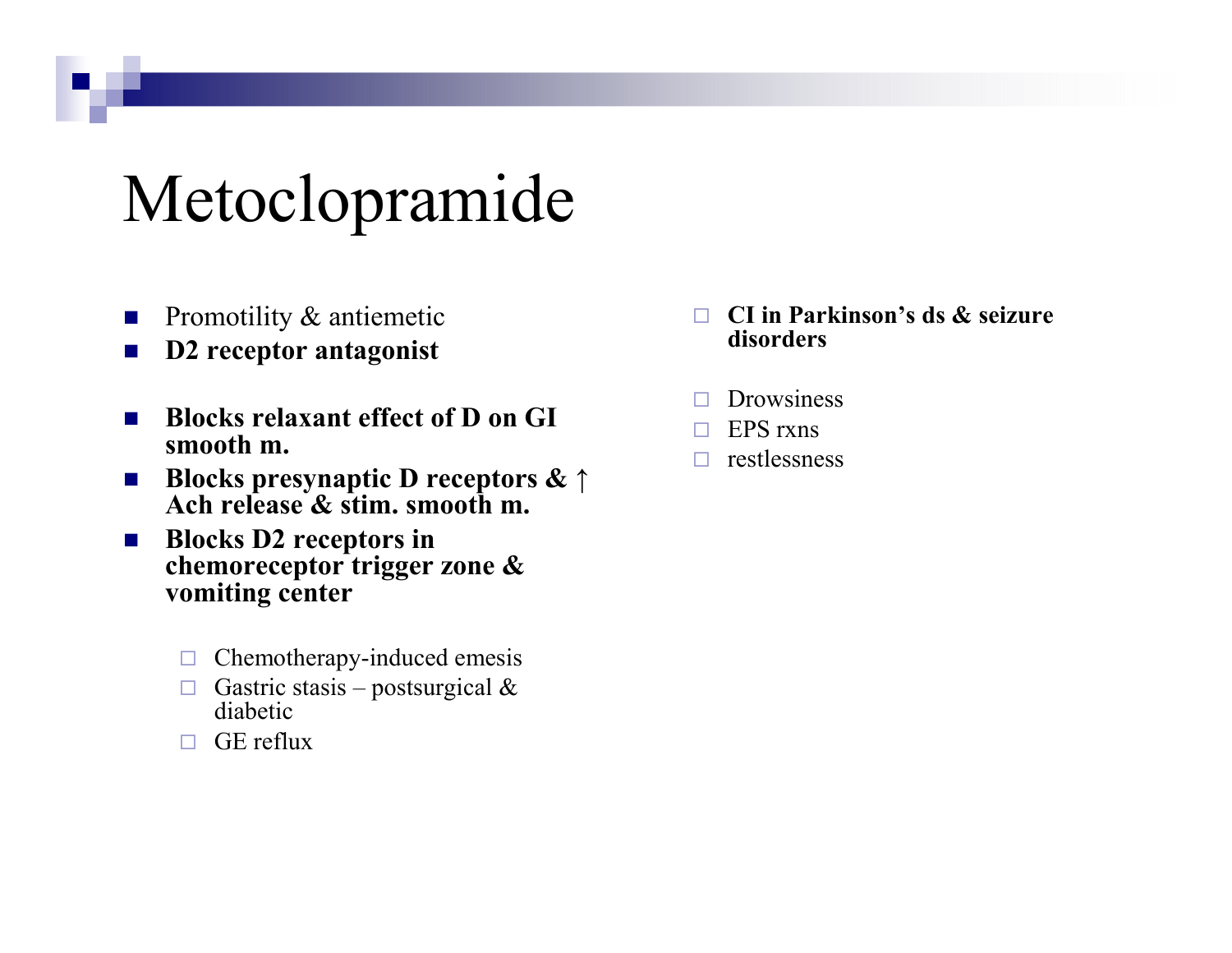# Metoclopramide

- Promotility & antiemetic
- **D2 receptor antagonist**
- **Blocks relaxant effect of D on GI smooth m.**
- **Blocks presynaptic D receptors & ↑ Ach release & stim. smooth m.**
- **Blocks D2 receptors in chemoreceptor trigger zone & vomiting center**
  - Chemotherapy-induced emesis
  - Gastric stasis – postsurgical & diabetic
  - GE reflux

- **CI in Parkinson's ds & seizure disorders**

- Drowsiness
- EPS rxns
- restlessness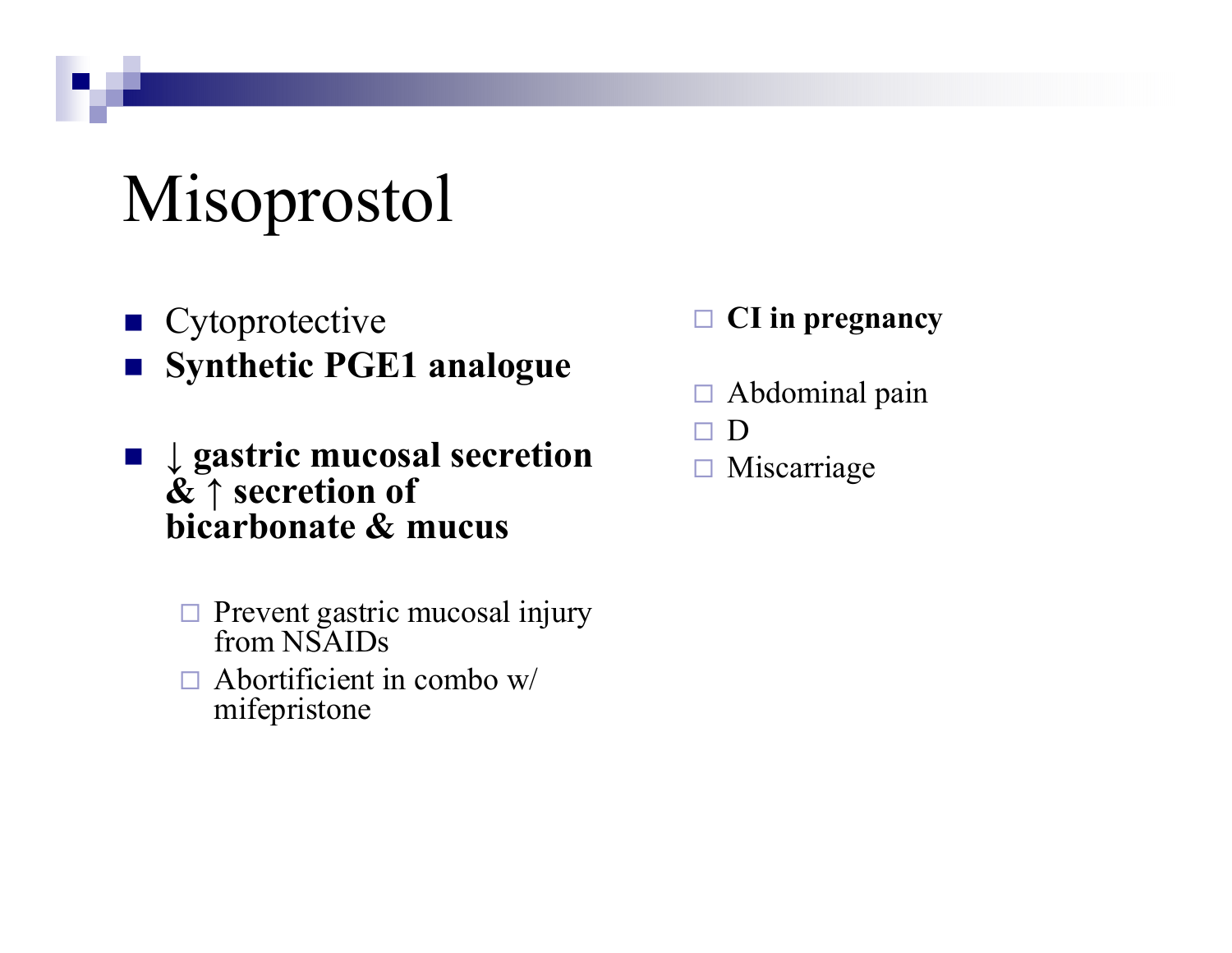# Misoprostol

- Cytoprotective
- **Synthetic PGE1 analogue**
- **↓ gastric mucosal secretion & ↑ secretion of bicarbonate & mucus**
  - Prevent gastric mucosal injury from NSAIDs
  - Abortificient in combo w/ mifepristone

- **CI in pregnancy**

- Abdominal pain
- D
- Miscarriage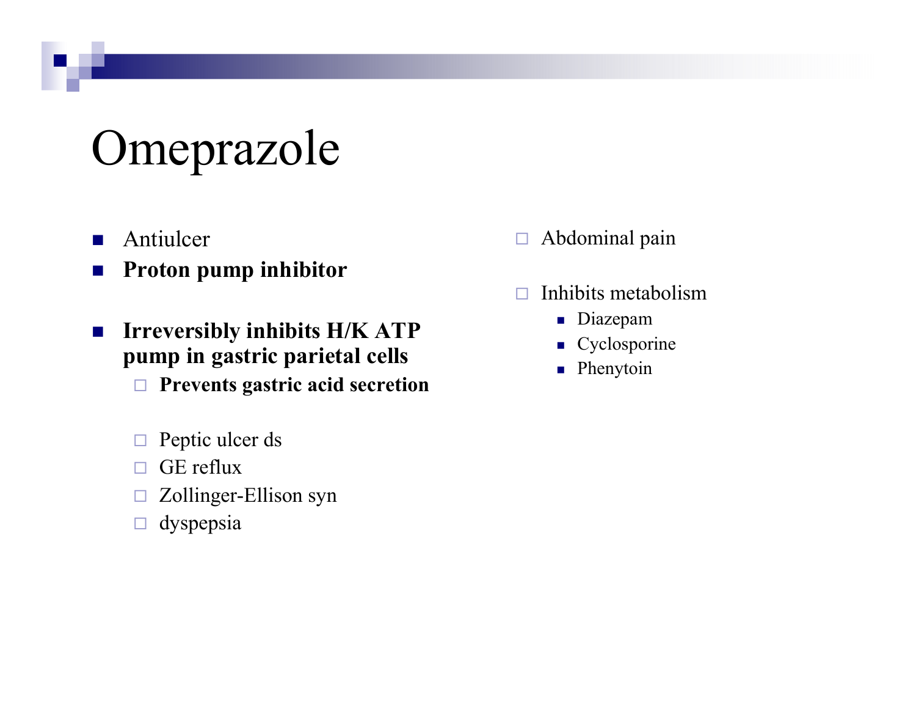# Omeprazole

- Antiulcer
- **Proton pump inhibitor**

- **Irreversibly inhibits H/K ATP pump in gastric parietal cells**
  - **Prevents gastric acid secretion**

  - Peptic ulcer ds
  - GE reflux
  - Zollinger-Ellison syn
  - dyspepsia

- Abdominal pain

- Inhibits metabolism
  - Diazepam
  - Cyclosporine
  - Phenytoin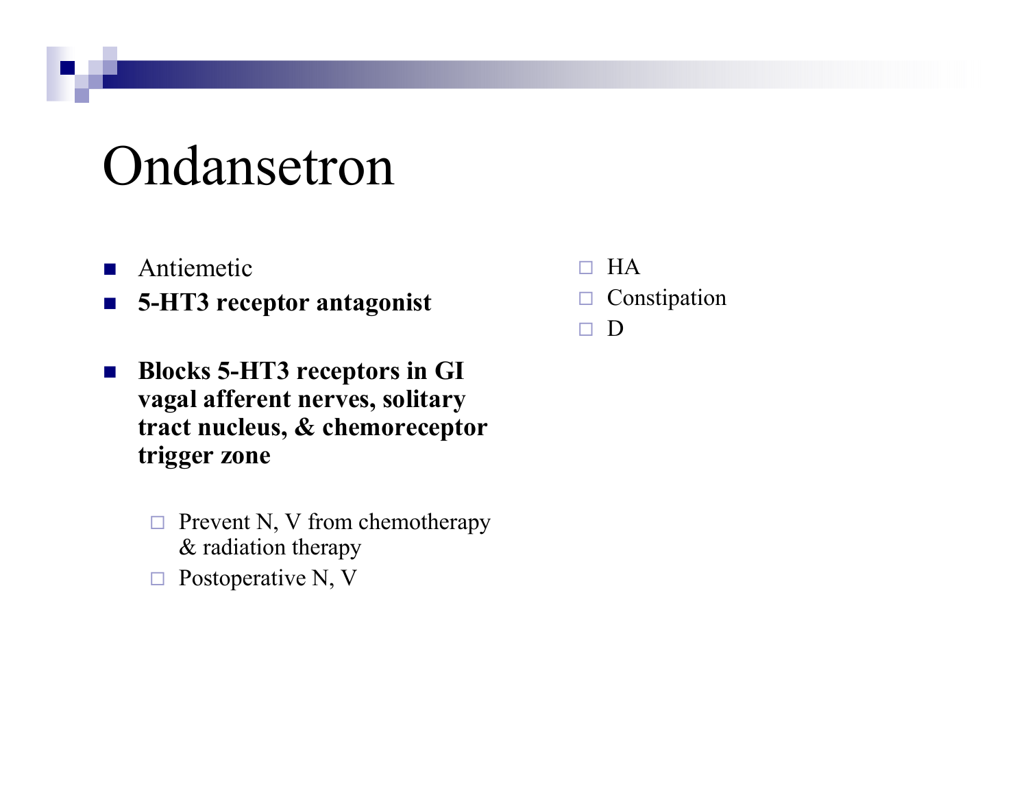# Ondansetron

- Antiemetic
- **5-HT3 receptor antagonist**

- **Blocks 5-HT3 receptors in GI vagal afferent nerves, solitary tract nucleus, & chemoreceptor trigger zone**
  - Prevent N, V from chemotherapy & radiation therapy
  - Postoperative N, V

- HA
- Constipation
- D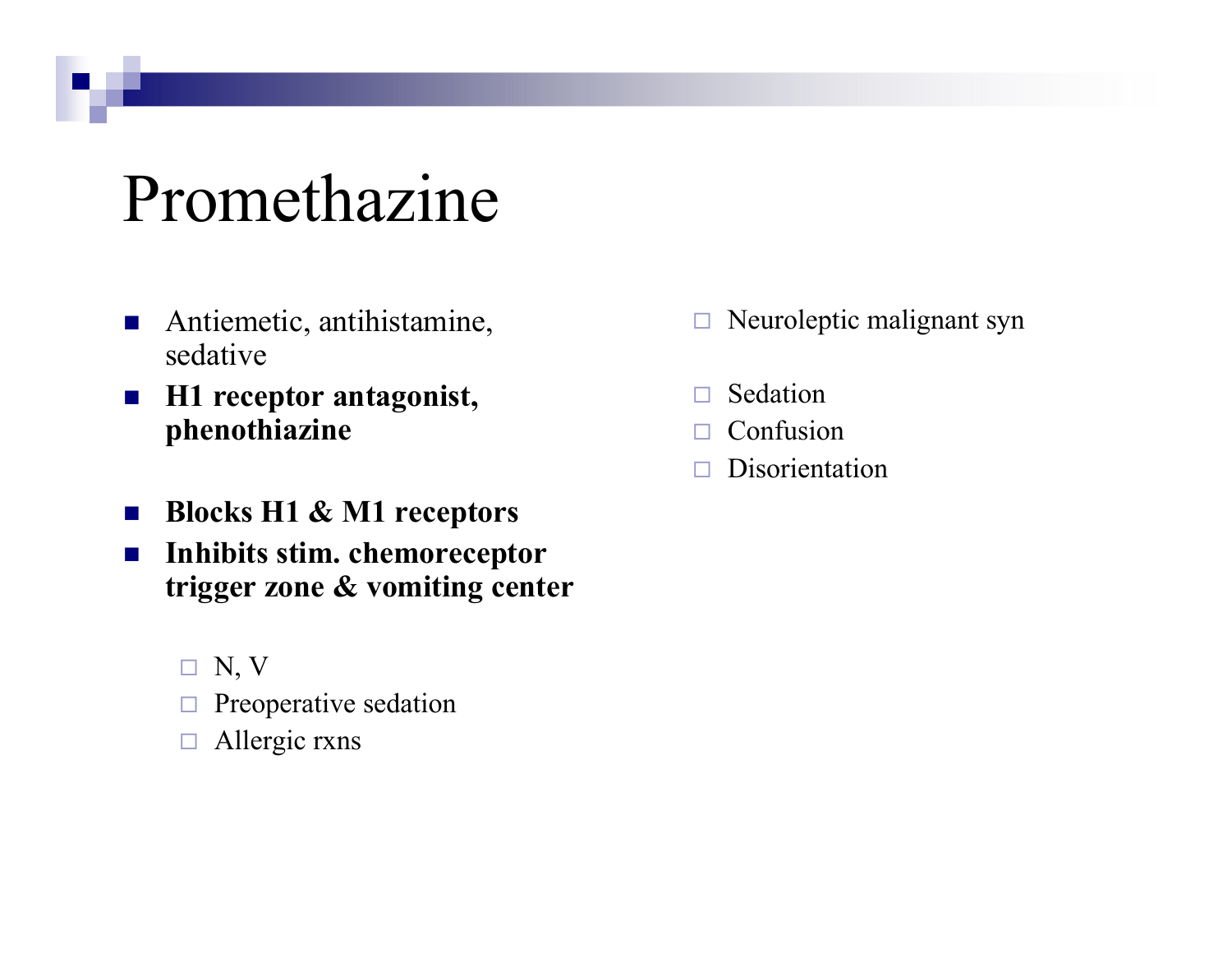# Promethazine

- Antiemetic, antihistamine, sedative
- **H1 receptor antagonist, phenothiazine**
- **Blocks H1 & M1 receptors**
- **Inhibits stim. chemoreceptor trigger zone & vomiting center**
  - N, V
  - Preoperative sedation
  - Allergic rxns

- Neuroleptic malignant syn
- Sedation
- Confusion
- Disorientation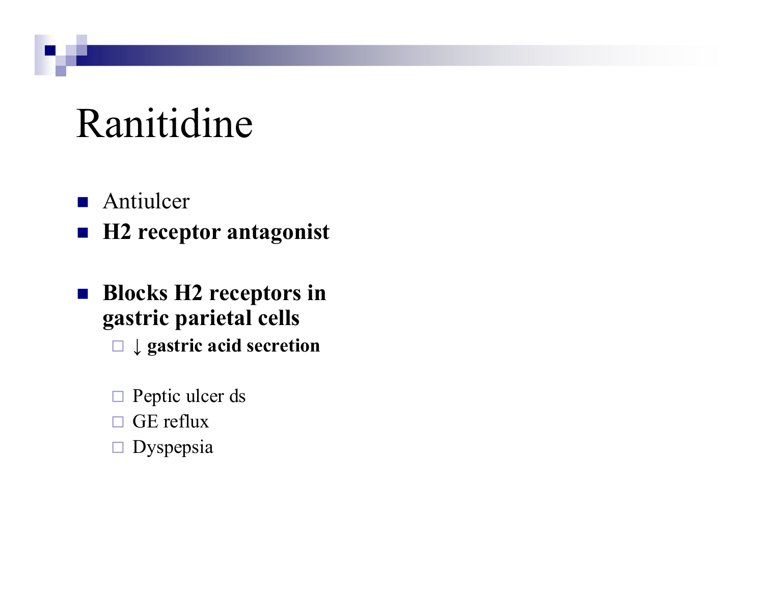# Ranitidine

- Antiulcer
- **H2 receptor antagonist**

- **Blocks H2 receptors in gastric parietal cells**
  - **↓ gastric acid secretion**

  - Peptic ulcer ds
  - GE reflux
  - Dyspepsia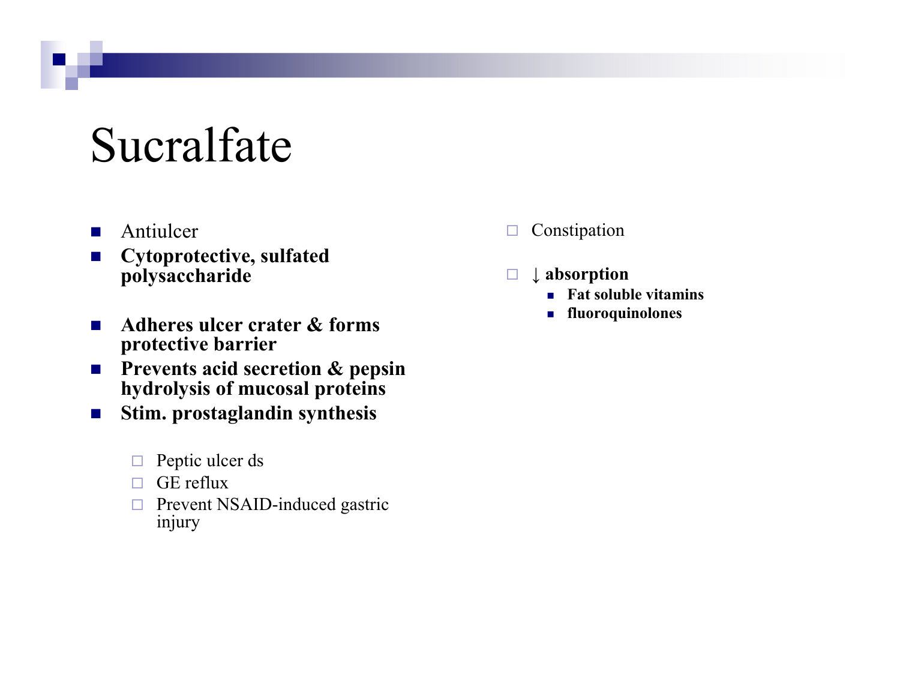# Sucralfate

- Antiulcer
- **Cytoprotective, sulfated polysaccharide**
- **Adheres ulcer crater & forms protective barrier**
- **Prevents acid secretion & pepsin hydrolysis of mucosal proteins**
- **Stim. prostaglandin synthesis**
  - Peptic ulcer ds
  - GE reflux
  - Prevent NSAID-induced gastric injury

- Constipation
- **↓ absorption**
  - **Fat soluble vitamins**
  - **fluoroquinolones**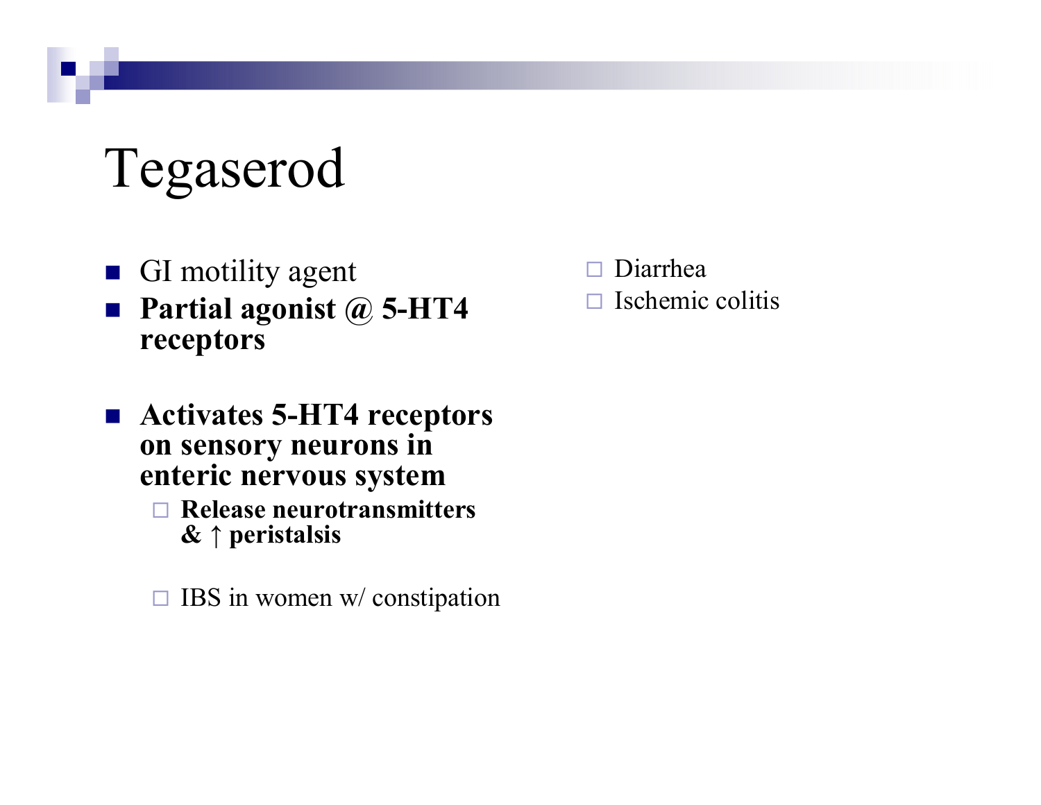# Tegaserod

- GI motility agent
- **Partial agonist @ 5-HT4 receptors**

- **Activates 5-HT4 receptors on sensory neurons in enteric nervous system**
  - **Release neurotransmitters & ↑ peristalsis**

  - IBS in women w/ constipation

- Diarrhea
- Ischemic colitis